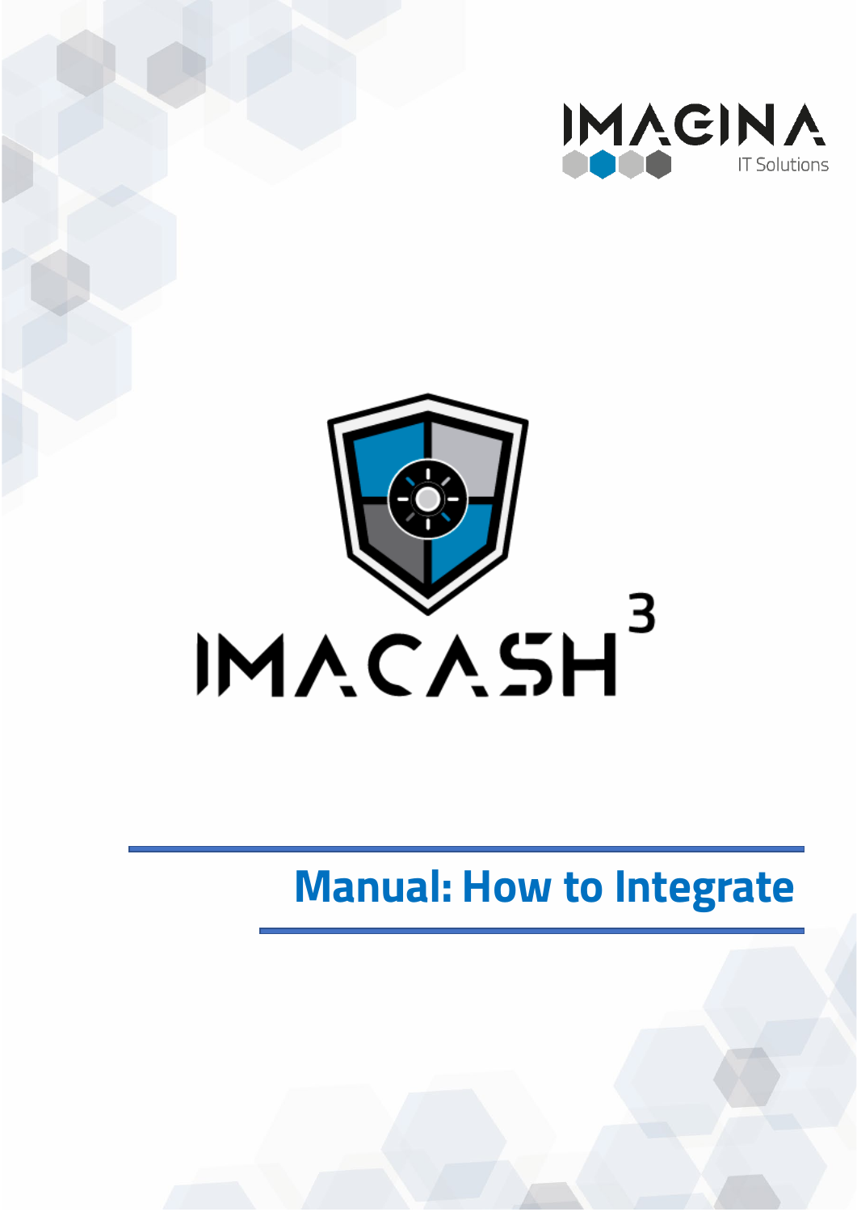IMAGINA

IT Solutions

IMACASH 3

# Manual: How to Integrate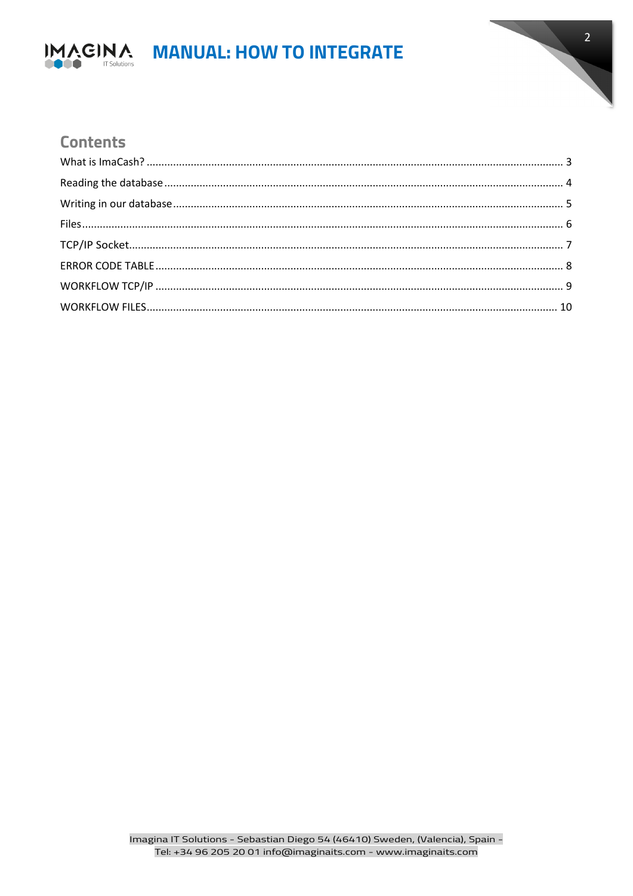## Contents

What is ImaCash? .......... 3

Reading the database .......... 4

Writing in our database .......... 5

Files .......... 6

TCP/IP Socket .......... 7

ERROR CODE TABLE .......... 8

WORKFLOW TCP/IP .......... 9

WORKFLOW FILES .......... 10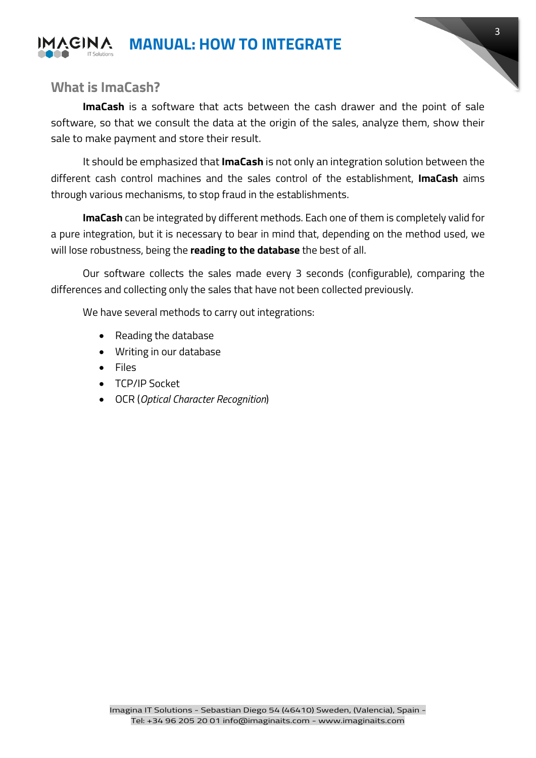## What is ImaCash?

**ImaCash** is a software that acts between the cash drawer and the point of sale software, so that we consult the data at the origin of the sales, analyze them, show their sale to make payment and store their result.

It should be emphasized that **ImaCash** is not only an integration solution between the different cash control machines and the sales control of the establishment, **ImaCash** aims through various mechanisms, to stop fraud in the establishments.

**ImaCash** can be integrated by different methods. Each one of them is completely valid for a pure integration, but it is necessary to bear in mind that, depending on the method used, we will lose robustness, being the **reading to the database** the best of all.

Our software collects the sales made every 3 seconds (configurable), comparing the differences and collecting only the sales that have not been collected previously.

We have several methods to carry out integrations:

- Reading the database
- Writing in our database
- Files
- TCP/IP Socket
- OCR (*Optical Character Recognition*)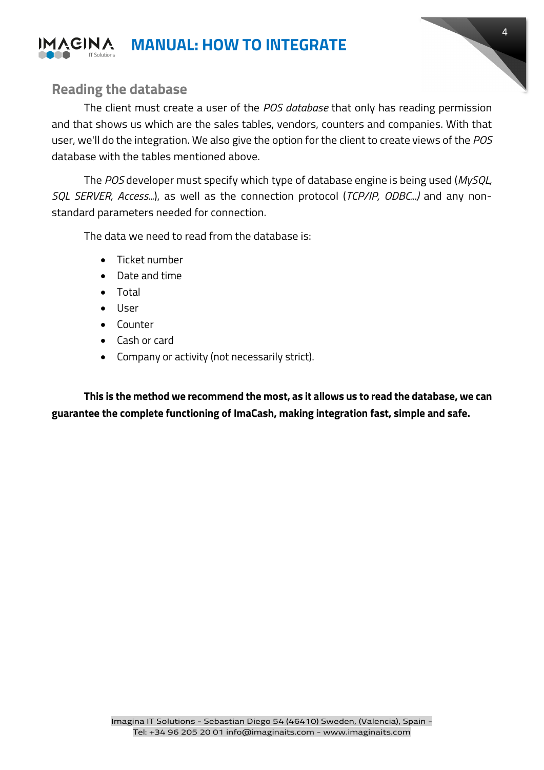## Reading the database

The client must create a user of the *POS database* that only has reading permission and that shows us which are the sales tables, vendors, counters and companies. With that user, we'll do the integration. We also give the option for the client to create views of the *POS* database with the tables mentioned above.

The *POS* developer must specify which type of database engine is being used (*MySQL, SQL SERVER, Access...*), as well as the connection protocol (*TCP/IP, ODBC...)* and any non-standard parameters needed for connection.

The data we need to read from the database is:

- Ticket number
- Date and time
- Total
- User
- Counter
- Cash or card
- Company or activity (not necessarily strict).

**This is the method we recommend the most, as it allows us to read the database, we can guarantee the complete functioning of ImaCash, making integration fast, simple and safe.**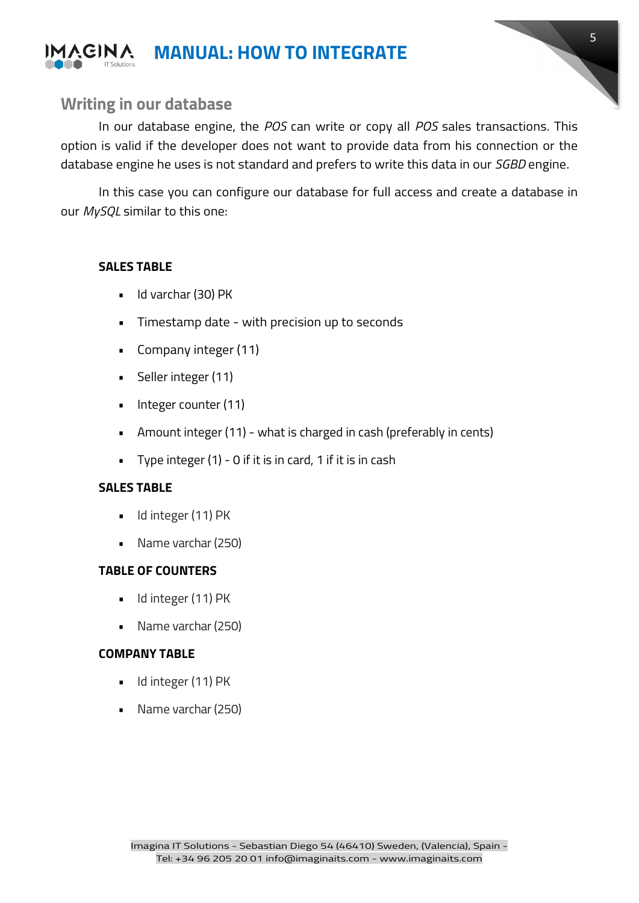## Writing in our database

In our database engine, the *POS* can write or copy all *POS* sales transactions. This option is valid if the developer does not want to provide data from his connection or the database engine he uses is not standard and prefers to write this data in our *SGBD* engine.

In this case you can configure our database for full access and create a database in our *MySQL* similar to this one:

**SALES TABLE**

- Id varchar (30) PK
- Timestamp date - with precision up to seconds
- Company integer (11)
- Seller integer (11)
- Integer counter (11)
- Amount integer (11) - what is charged in cash (preferably in cents)
- Type integer (1) - 0 if it is in card, 1 if it is in cash

**SALES TABLE**

- Id integer (11) PK
- Name varchar (250)

**TABLE OF COUNTERS**

- Id integer (11) PK
- Name varchar (250)

**COMPANY TABLE**

- Id integer (11) PK
- Name varchar (250)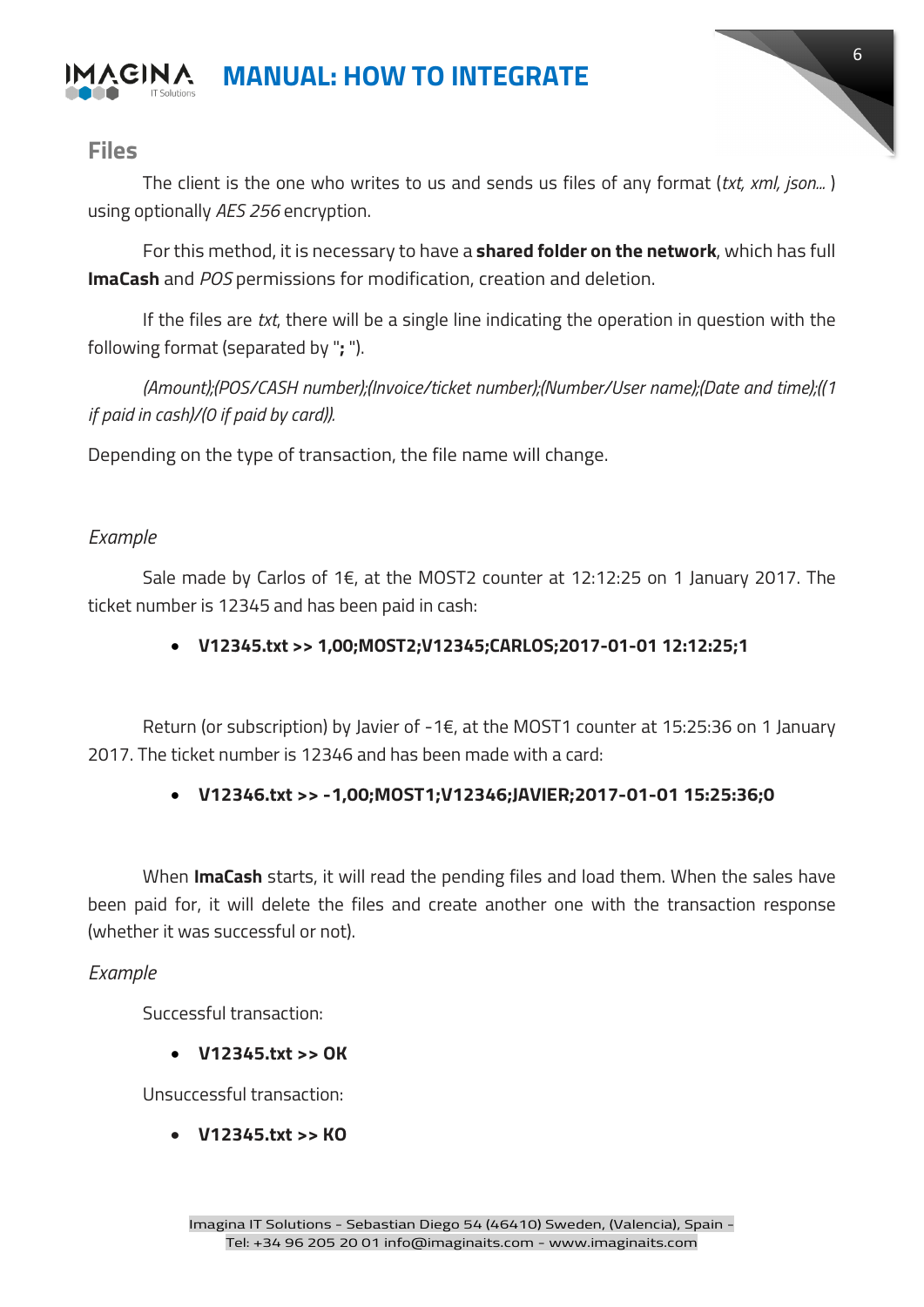## Files

The client is the one who writes to us and sends us files of any format (*txt, xml, json...* ) using optionally *AES 256* encryption.

For this method, it is necessary to have a **shared folder on the network**, which has full **ImaCash** and *POS* permissions for modification, creation and deletion.

If the files are *txt*, there will be a single line indicating the operation in question with the following format (separated by "**;** ").

*(Amount);(POS/CASH number);(Invoice/ticket number);(Number/User name);(Date and time);((1 if paid in cash)/(0 if paid by card)).*

Depending on the type of transaction, the file name will change.

*Example*

Sale made by Carlos of 1€, at the MOST2 counter at 12:12:25 on 1 January 2017. The ticket number is 12345 and has been paid in cash:

- **V12345.txt >> 1,00;MOST2;V12345;CARLOS;2017-01-01 12:12:25;1**

Return (or subscription) by Javier of -1€, at the MOST1 counter at 15:25:36 on 1 January 2017. The ticket number is 12346 and has been made with a card:

- **V12346.txt >> -1,00;MOST1;V12346;JAVIER;2017-01-01 15:25:36;0**

When **ImaCash** starts, it will read the pending files and load them. When the sales have been paid for, it will delete the files and create another one with the transaction response (whether it was successful or not).

*Example*

Successful transaction:

- **V12345.txt >> OK**

Unsuccessful transaction:

- **V12345.txt >> KO**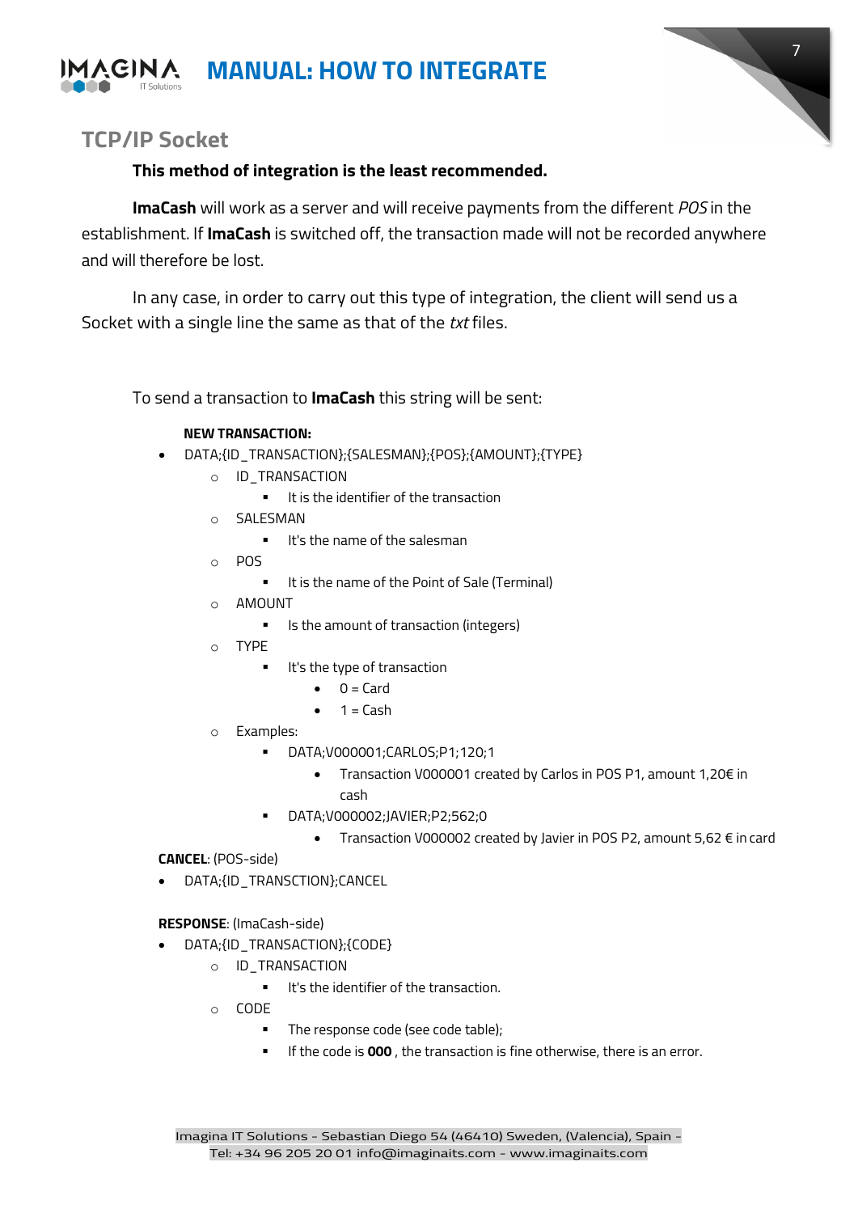## TCP/IP Socket

**This method of integration is the least recommended.**

**ImaCash** will work as a server and will receive payments from the different *POS* in the establishment. If **ImaCash** is switched off, the transaction made will not be recorded anywhere and will therefore be lost.

In any case, in order to carry out this type of integration, the client will send us a Socket with a single line the same as that of the *txt* files.

To send a transaction to **ImaCash** this string will be sent:

**NEW TRANSACTION:**

- DATA;{ID_TRANSACTION};{SALESMAN};{POS};{AMOUNT};{TYPE}
  - ID_TRANSACTION
    - It is the identifier of the transaction
  - SALESMAN
    - It's the name of the salesman
  - POS
    - It is the name of the Point of Sale (Terminal)
  - AMOUNT
    - Is the amount of transaction (integers)
  - TYPE
    - It's the type of transaction
      - 0 = Card
      - 1 = Cash
  - Examples:
    - DATA;V000001;CARLOS;P1;120;1
      - Transaction V000001 created by Carlos in POS P1, amount 1,20€ in cash
    - DATA;V000002;JAVIER;P2;562;0
      - Transaction V000002 created by Javier in POS P2, amount 5,62 € in card

**CANCEL**: (POS-side)

- DATA;{ID_TRANSCTION};CANCEL

**RESPONSE**: (ImaCash-side)

- DATA;{ID_TRANSACTION};{CODE}
  - ID_TRANSACTION
    - It's the identifier of the transaction.
  - CODE
    - The response code (see code table);
    - If the code is **000** , the transaction is fine otherwise, there is an error.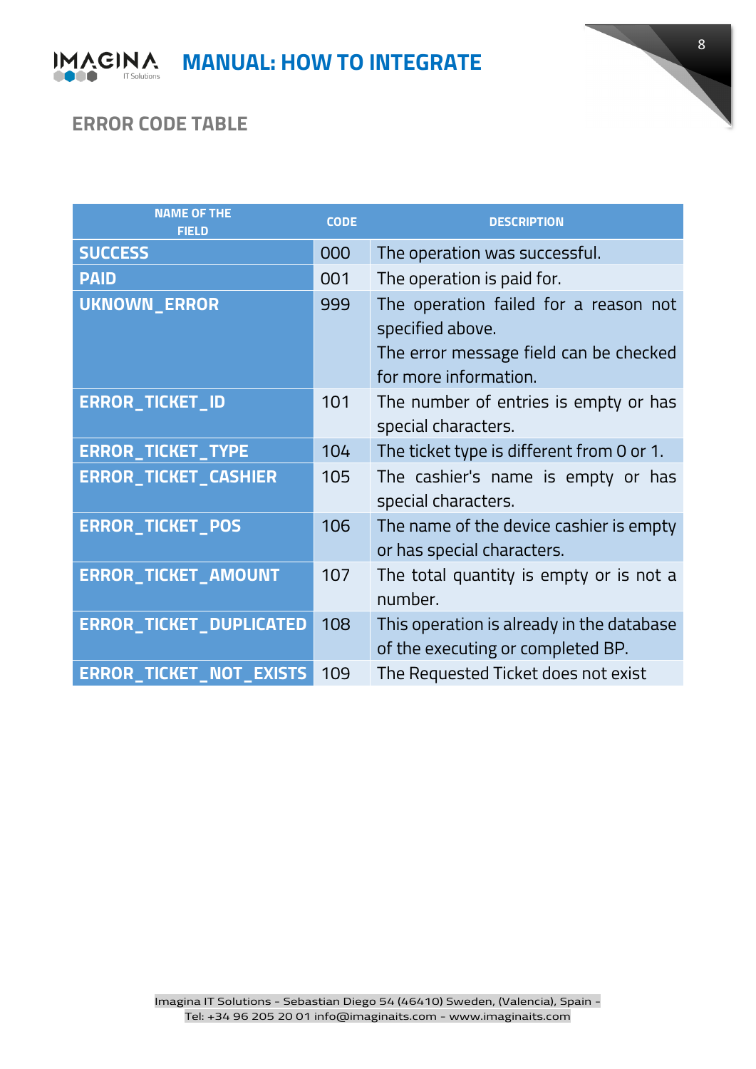## ERROR CODE TABLE

| NAME OF THE FIELD | CODE | DESCRIPTION |
|---|---|---|
| **SUCCESS** | 000 | The operation was successful. |
| **PAID** | 001 | The operation is paid for. |
| **UKNOWN_ERROR** | 999 | The operation failed for a reason not specified above.<br>The error message field can be checked for more information. |
| **ERROR_TICKET_ID** | 101 | The number of entries is empty or has special characters. |
| **ERROR_TICKET_TYPE** | 104 | The ticket type is different from 0 or 1. |
| **ERROR_TICKET_CASHIER** | 105 | The cashier's name is empty or has special characters. |
| **ERROR_TICKET_POS** | 106 | The name of the device cashier is empty or has special characters. |
| **ERROR_TICKET_AMOUNT** | 107 | The total quantity is empty or is not a number. |
| **ERROR_TICKET_DUPLICATED** | 108 | This operation is already in the database of the executing or completed BP. |
| **ERROR_TICKET_NOT_EXISTS** | 109 | The Requested Ticket does not exist |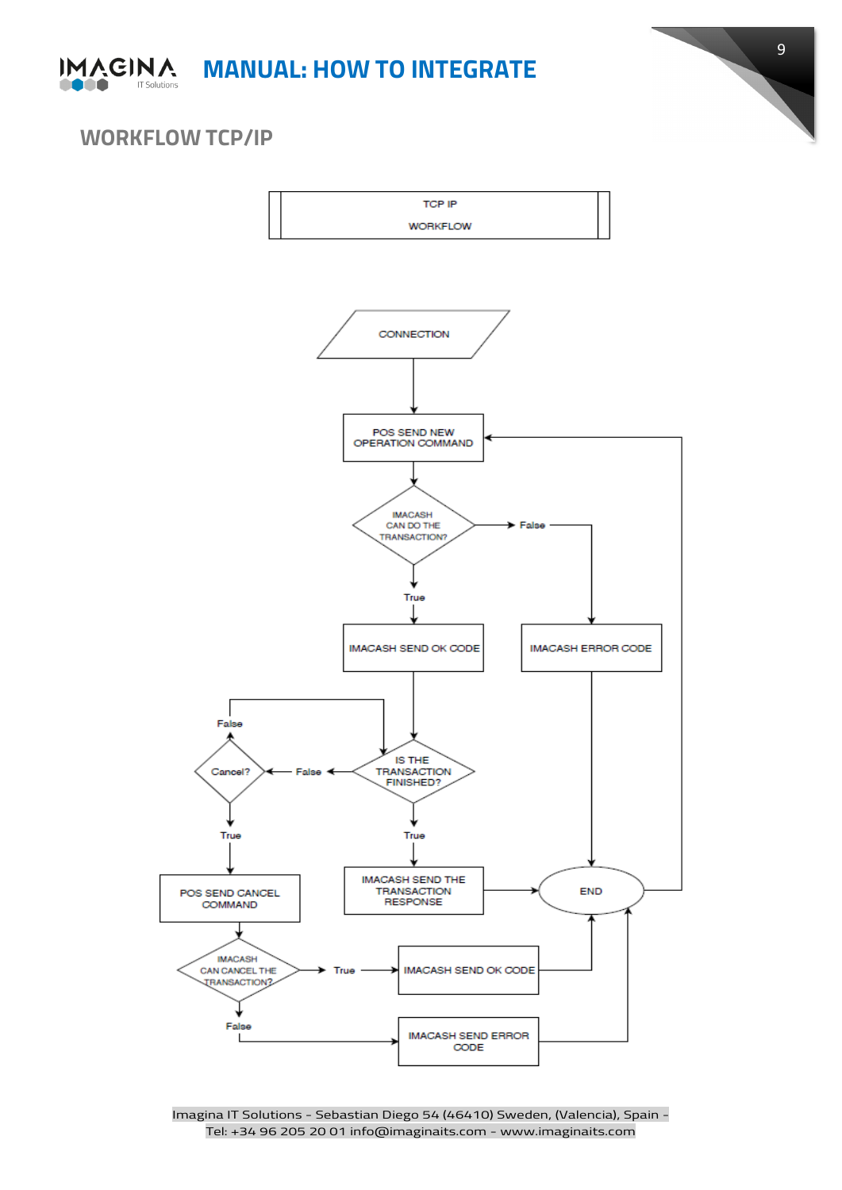## WORKFLOW TCP/IP

TCP IP

WORKFLOW

CONNECTION

POS SEND NEW OPERATION COMMAND

IMACASH CAN DO THE TRANSACTION?

False

True

IMACASH SEND OK CODE

IMACASH ERROR CODE

False

IS THE TRANSACTION FINISHED?

Cancel?

False

True

True

POS SEND CANCEL COMMAND

IMACASH SEND THE TRANSACTION RESPONSE

END

IMACASH CAN CANCEL THE TRANSACTION?

True

IMACASH SEND OK CODE

False

IMACASH SEND ERROR CODE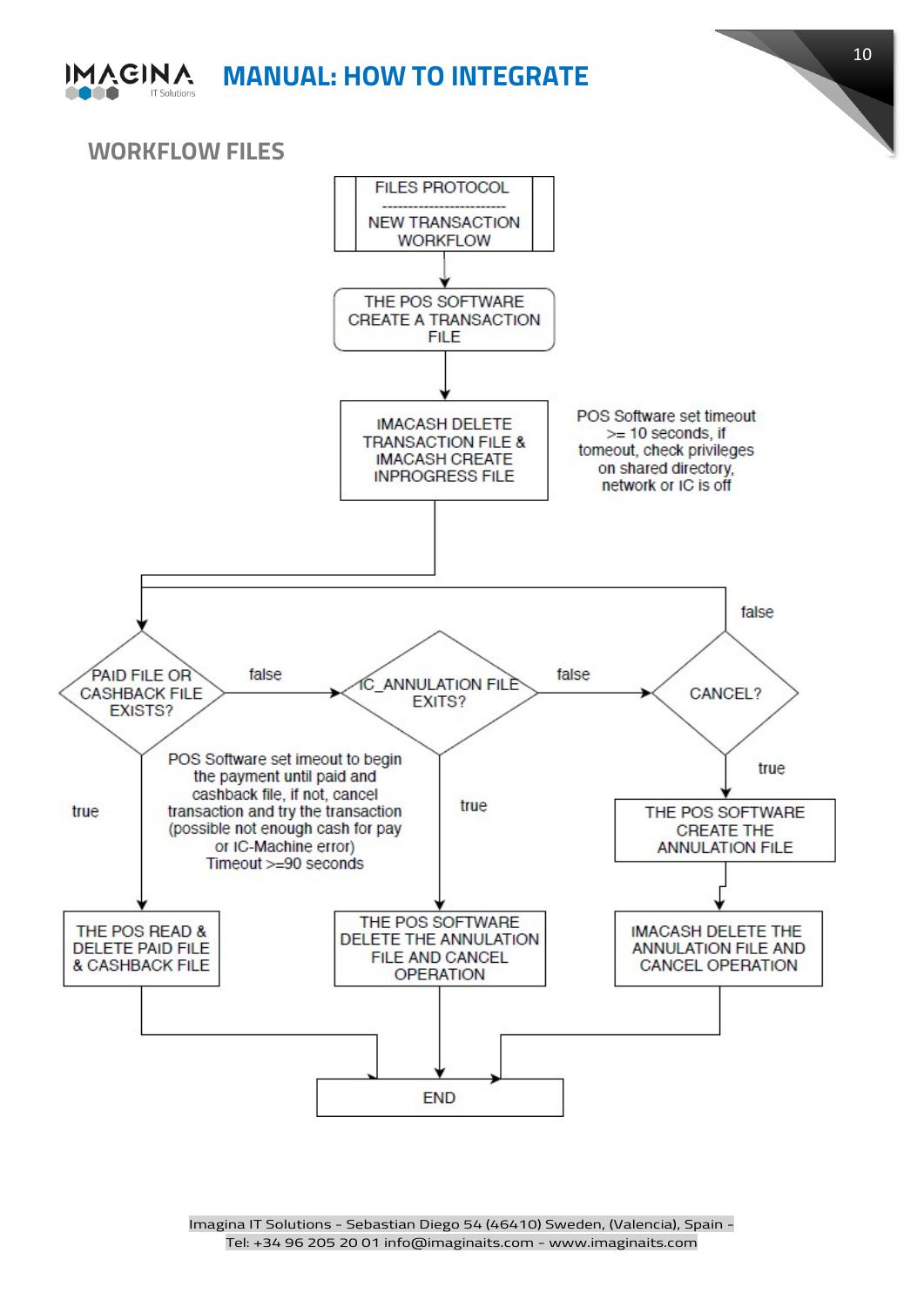## WORKFLOW FILES

FILES PROTOCOL
------------------------
NEW TRANSACTION WORKFLOW

THE POS SOFTWARE CREATE A TRANSACTION FILE

IMACASH DELETE TRANSACTION FILE & IMACASH CREATE INPROGRESS FILE

POS Software set timeout >= 10 seconds, if tomeout, check privileges on shared directory, network or IC is off

PAID FILE OR CASHBACK FILE EXISTS?

false

IC_ANNULATION FILE EXITS?

false

CANCEL?

false

true

true

true

POS Software set imeout to begin the payment until paid and cashback file, if not, cancel transaction and try the transaction (possible not enough cash for pay or IC-Machine error) Timeout >=90 seconds

THE POS SOFTWARE CREATE THE ANNULATION FILE

THE POS READ & DELETE PAID FILE & CASHBACK FILE

THE POS SOFTWARE DELETE THE ANNULATION FILE AND CANCEL OPERATION

IMACASH DELETE THE ANNULATION FILE AND CANCEL OPERATION

END